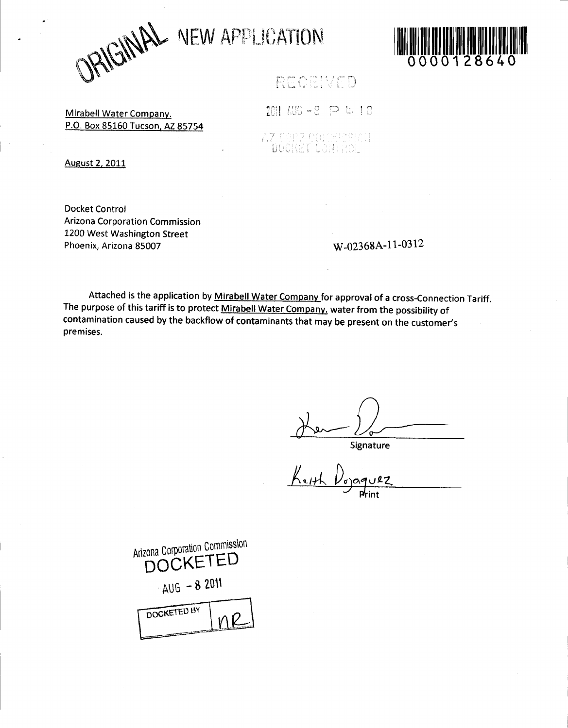ORIGINAL NEW APPLICATION

0000128640

RECEIVED

2011 AUG -8 P 4:18

AZ CORP COMMISSION
DOCKET CONTROL

Mirabell Water Company.
P.O. Box 85160 Tucson, AZ 85754

August 2, 2011

Docket Control
Arizona Corporation Commission
1200 West Washington Street
Phoenix, Arizona 85007

W-02368A-11-0312

Attached is the application by Mirabell Water Company for approval of a cross-Connection Tariff. The purpose of this tariff is to protect Mirabell Water Company. water from the possibility of contamination caused by the backflow of contaminants that may be present on the customer's premises.

Signature

Keith Dojaquez
Print

Arizona Corporation Commission
DOCKETED

AUG - 8 2011

| DOCKETED BY | nR |
|---|---|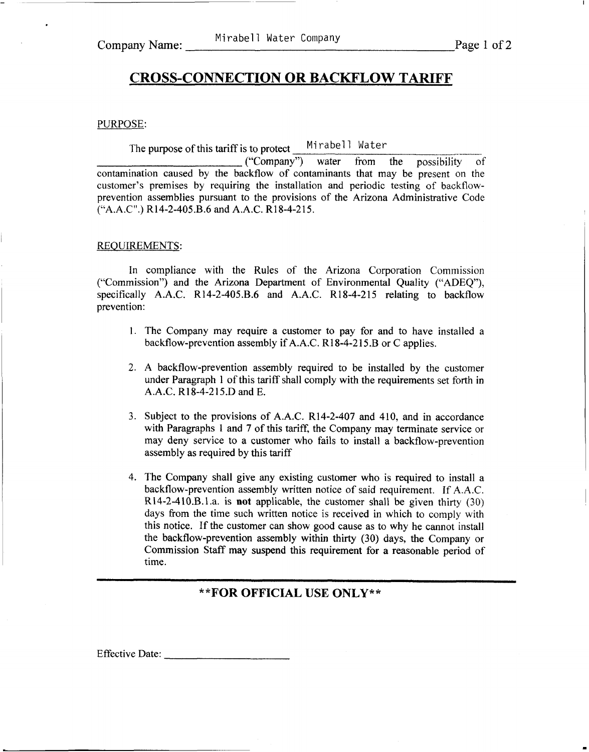Company Name: Mirabell Water Company

# CROSS-CONNECTION OR BACKFLOW TARIFF

PURPOSE:

The purpose of this tariff is to protect Mirabell Water ("Company") water from the possibility of contamination caused by the backflow of contaminants that may be present on the customer's premises by requiring the installation and periodic testing of backflow-prevention assemblies pursuant to the provisions of the Arizona Administrative Code ("A.A.C".) R14-2-405.B.6 and A.A.C. R18-4-215.

REQUIREMENTS:

In compliance with the Rules of the Arizona Corporation Commission ("Commission") and the Arizona Department of Environmental Quality ("ADEQ"), specifically A.A.C. R14-2-405.B.6 and A.A.C. R18-4-215 relating to backflow prevention:

1. The Company may require a customer to pay for and to have installed a backflow-prevention assembly if A.A.C. R18-4-215.B or C applies.
2. A backflow-prevention assembly required to be installed by the customer under Paragraph 1 of this tariff shall comply with the requirements set forth in A.A.C. R18-4-215.D and E.
3. Subject to the provisions of A.A.C. R14-2-407 and 410, and in accordance with Paragraphs 1 and 7 of this tariff, the Company may terminate service or may deny service to a customer who fails to install a backflow-prevention assembly as required by this tariff
4. The Company shall give any existing customer who is required to install a backflow-prevention assembly written notice of said requirement. If A.A.C. R14-2-410.B.1.a. is **not** applicable, the customer shall be given thirty (30) days from the time such written notice is received in which to comply with this notice. If the customer can show good cause as to why he cannot install the backflow-prevention assembly within thirty (30) days, the Company or Commission Staff may suspend this requirement for a reasonable period of time.

**\*\*FOR OFFICIAL USE ONLY\*\***

Effective Date: ____________________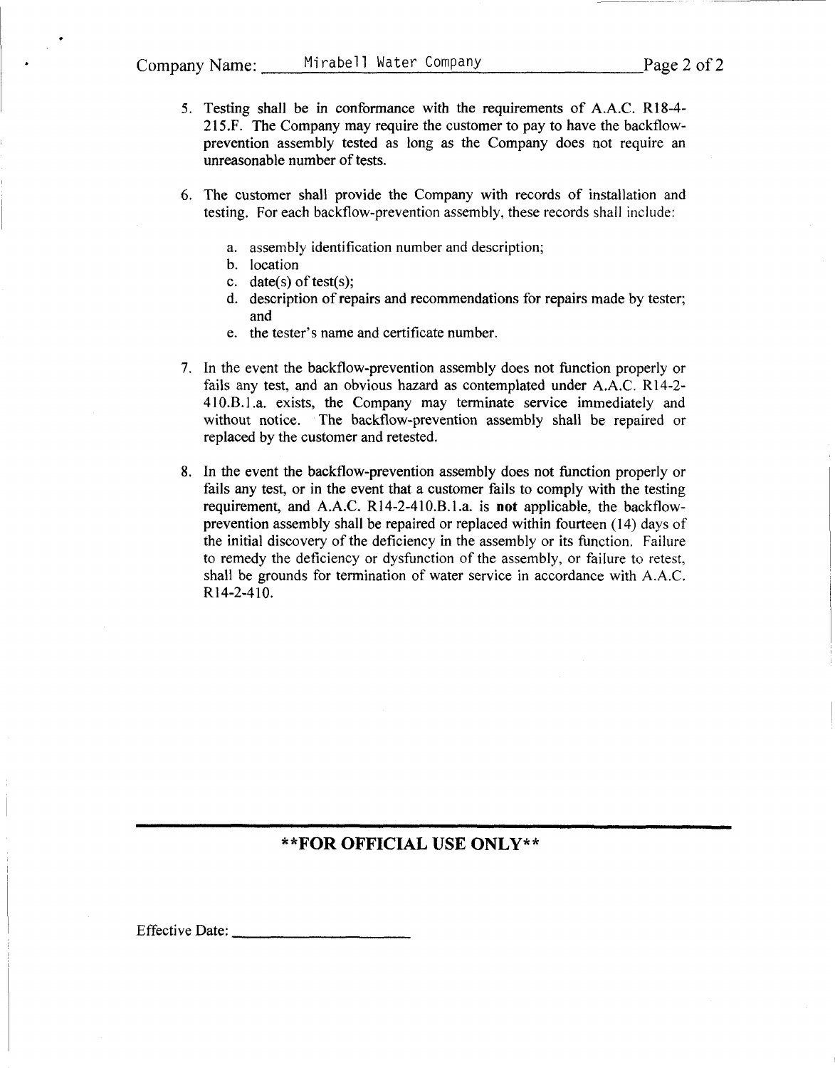Company Name: Mirabell Water Company

5. Testing shall be in conformance with the requirements of A.A.C. R18-4-215.F. The Company may require the customer to pay to have the backflow-prevention assembly tested as long as the Company does not require an unreasonable number of tests.

6. The customer shall provide the Company with records of installation and testing. For each backflow-prevention assembly, these records shall include:

   a. assembly identification number and description;
   b. location
   c. date(s) of test(s);
   d. description of repairs and recommendations for repairs made by tester; and
   e. the tester's name and certificate number.

7. In the event the backflow-prevention assembly does not function properly or fails any test, and an obvious hazard as contemplated under A.A.C. R14-2-410.B.1.a. exists, the Company may terminate service immediately and without notice. The backflow-prevention assembly shall be repaired or replaced by the customer and retested.

8. In the event the backflow-prevention assembly does not function properly or fails any test, or in the event that a customer fails to comply with the testing requirement, and A.A.C. R14-2-410.B.1.a. is **not** applicable, the backflow-prevention assembly shall be repaired or replaced within fourteen (14) days of the initial discovery of the deficiency in the assembly or its function. Failure to remedy the deficiency or dysfunction of the assembly, or failure to retest, shall be grounds for termination of water service in accordance with A.A.C. R14-2-410.

---

**\*\*FOR OFFICIAL USE ONLY\*\***

Effective Date: ____________________